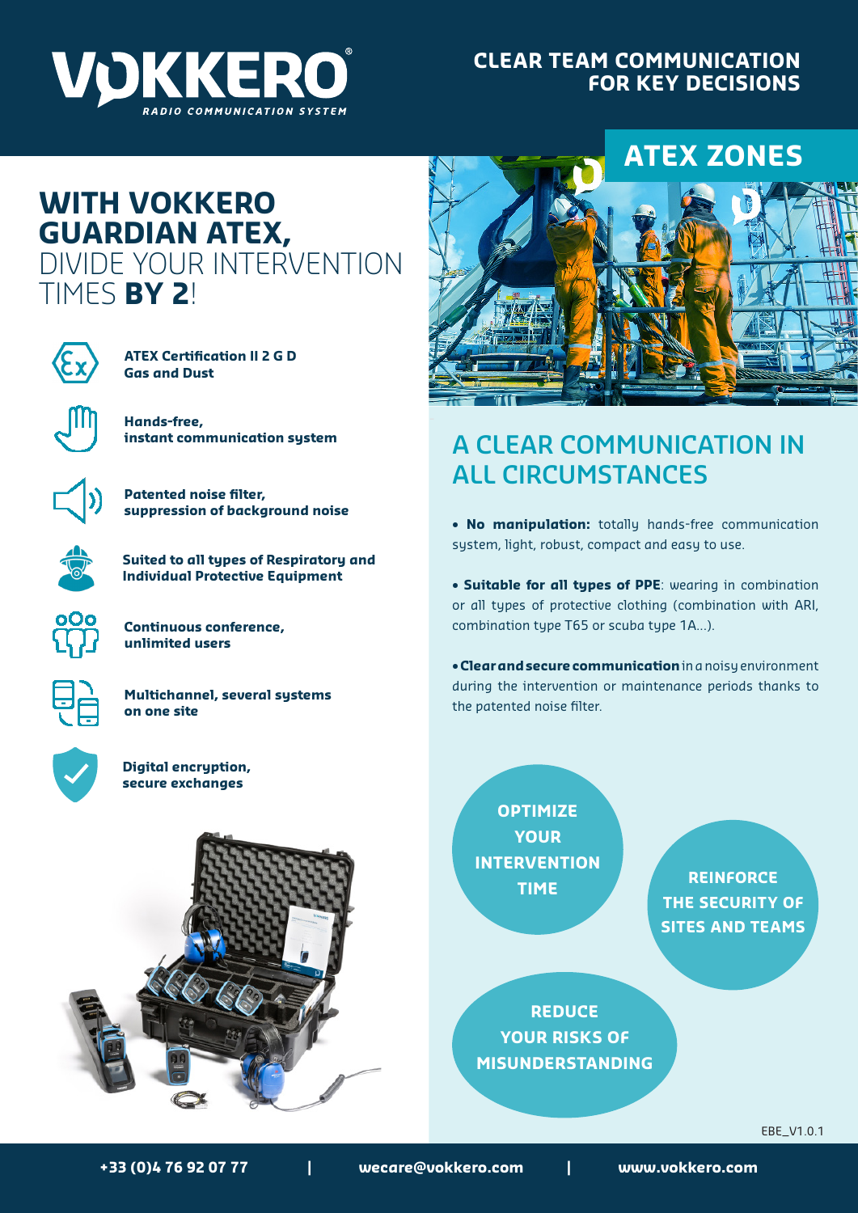VOKKERO
RADIO COMMUNICATION SYSTEM

**CLEAR TEAM COMMUNICATION FOR KEY DECISIONS**

# WITH VOKKERO GUARDIAN ATEX, DIVIDE YOUR INTERVENTION TIMES **BY 2**!

- **ATEX Certification II 2 G D Gas and Dust**
- **Hands-free, instant communication system**
- **Patented noise filter, suppression of background noise**
- **Suited to all types of Respiratory and Individual Protective Equipment**
- **Continuous conference, unlimited users**
- **Multichannel, several systems on one site**
- **Digital encryption, secure exchanges**

## ATEX ZONES

## A CLEAR COMMUNICATION IN ALL CIRCUMSTANCES

- **No manipulation:** totally hands-free communication system, light, robust, compact and easy to use.
- **Suitable for all types of PPE**: wearing in combination or all types of protective clothing (combination with ARI, combination type T65 or scuba type 1A...).
- **Clear and secure communication** in a noisy environment during the intervention or maintenance periods thanks to the patented noise filter.

**OPTIMIZE YOUR INTERVENTION TIME**

**REINFORCE THE SECURITY OF SITES AND TEAMS**

**REDUCE YOUR RISKS OF MISUNDERSTANDING**

EBE_V1.0.1

**+33 (0)4 76 92 07 77 | wecare@vokkero.com | www.vokkero.com**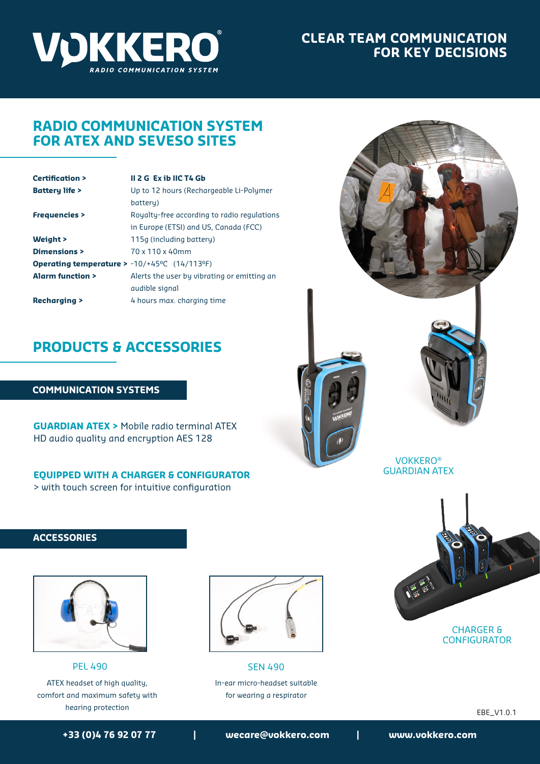VOKKERO®
RADIO COMMUNICATION SYSTEM

CLEAR TEAM COMMUNICATION FOR KEY DECISIONS

# RADIO COMMUNICATION SYSTEM FOR ATEX AND SEVESO SITES

| | |
|---|---|
| **Certification >** | **II 2 G Ex ib IIC T4 Gb** |
| **Battery life >** | Up to 12 hours (Rechargeable Li-Polymer battery) |
| **Frequencies >** | Royalty-free according to radio regulations in Europe (ETSI) and US, Canada (FCC) |
| **Weight >** | 115g (including battery) |
| **Dimensions >** | 70 x 110 x 40mm |
| **Operating temperature >** | -10/+45ºC (14/113ºF) |
| **Alarm function >** | Alerts the user by vibrating or emitting an audible signal |
| **Recharging >** | 4 hours max. charging time |

# PRODUCTS & ACCESSORIES

## COMMUNICATION SYSTEMS

**GUARDIAN ATEX >** Mobile radio terminal ATEX HD audio quality and encryption AES 128

**EQUIPPED WITH A CHARGER & CONFIGURATOR**
> with touch screen for intuitive configuration

VOKKERO® GUARDIAN ATEX

CHARGER & CONFIGURATOR

## ACCESSORIES

**PEL 490**

ATEX headset of high quality, comfort and maximum safety with hearing protection

**SEN 490**

In-ear micro-headset suitable for wearing a respirator

EBE_V1.0.1

+33 (0)4 76 92 07 77 | wecare@vokkero.com | www.vokkero.com